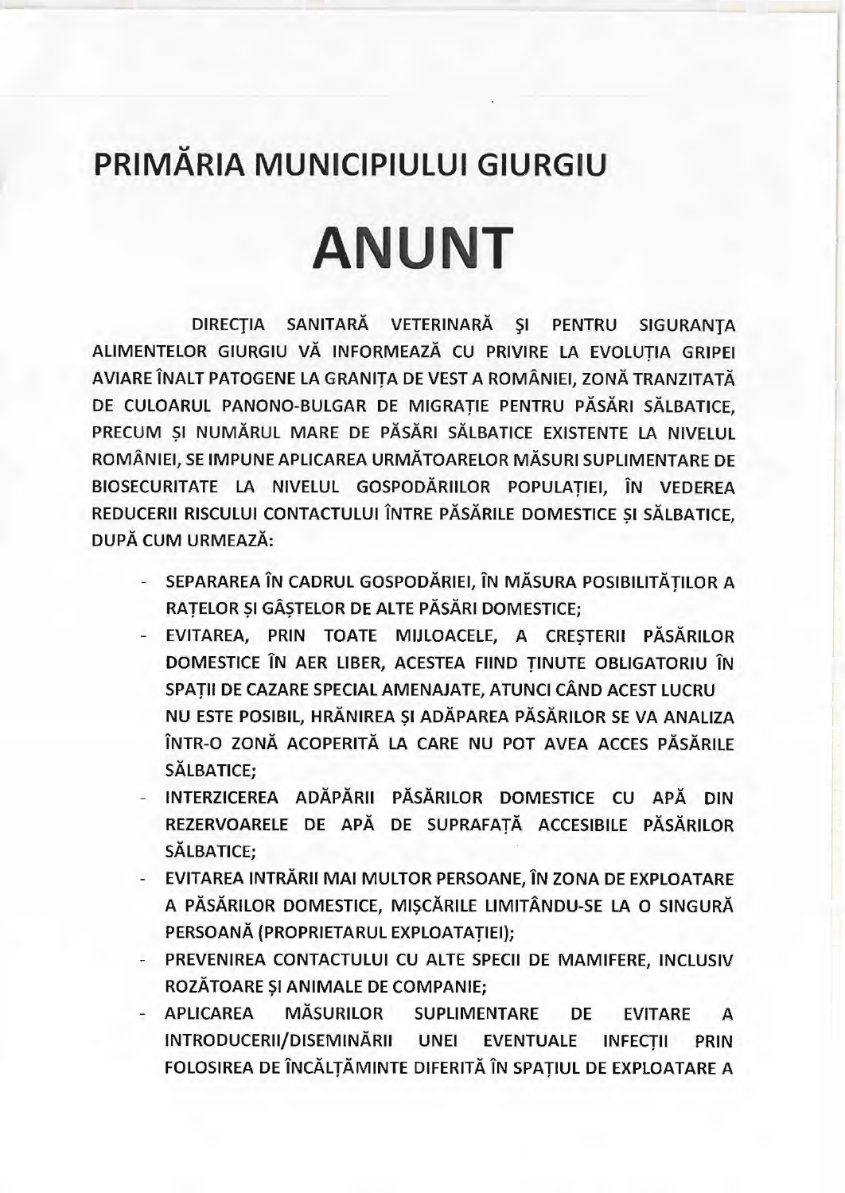# PRIMĂRIA MUNICIPIULUI GIURGIU

# ANUNT

DIRECȚIA SANITARĂ VETERINARĂ ȘI PENTRU SIGURANȚA ALIMENTELOR GIURGIU VĂ INFORMEAZĂ CU PRIVIRE LA EVOLUȚIA GRIPEI AVIARE ÎNALT PATOGENE LA GRANIȚA DE VEST A ROMÂNIEI, ZONĂ TRANZITATĂ DE CULOARUL PANONO-BULGAR DE MIGRAȚIE PENTRU PĂSĂRI SĂLBATICE, PRECUM ȘI NUMĂRUL MARE DE PĂSĂRI SĂLBATICE EXISTENTE LA NIVELUL ROMÂNIEI, SE IMPUNE APLICAREA URMĂTOARELOR MĂSURI SUPLIMENTARE DE BIOSECURITATE LA NIVELUL GOSPODĂRIILOR POPULAȚIEI, ÎN VEDEREA REDUCERII RISCULUI CONTACTULUI ÎNTRE PĂSĂRILE DOMESTICE ȘI SĂLBATICE, DUPĂ CUM URMEAZĂ:

- SEPARAREA ÎN CADRUL GOSPODĂRIEI, ÎN MĂSURA POSIBILITĂȚILOR A RAȚELOR ȘI GÂȘTELOR DE ALTE PĂSĂRI DOMESTICE;
- EVITAREA, PRIN TOATE MIJLOACELE, A CREȘTERII PĂSĂRILOR DOMESTICE ÎN AER LIBER, ACESTEA FIIND ȚINUTE OBLIGATORIU ÎN SPAȚII DE CAZARE SPECIAL AMENAJATE, ATUNCI CÂND ACEST LUCRU NU ESTE POSIBIL, HRĂNIREA ȘI ADĂPAREA PĂSĂRILOR SE VA ANALIZA ÎNTR-O ZONĂ ACOPERITĂ LA CARE NU POT AVEA ACCES PĂSĂRILE SĂLBATICE;
- INTERZICEREA ADĂPĂRII PĂSĂRILOR DOMESTICE CU APĂ DIN REZERVOARELE DE APĂ DE SUPRAFAȚĂ ACCESIBILE PĂSĂRILOR SĂLBATICE;
- EVITAREA INTRĂRII MAI MULTOR PERSOANE, ÎN ZONA DE EXPLOATARE A PĂSĂRILOR DOMESTICE, MIȘCĂRILE LIMITÂNDU-SE LA O SINGURĂ PERSOANĂ (PROPRIETARUL EXPLOATAȚIEI);
- PREVENIREA CONTACTULUI CU ALTE SPECII DE MAMIFERE, INCLUSIV ROZĂTOARE ȘI ANIMALE DE COMPANIE;
- APLICAREA MĂSURILOR SUPLIMENTARE DE EVITARE A INTRODUCERII/DISEMINĂRII UNEI EVENTUALE INFECȚII PRIN FOLOSIREA DE ÎNCĂLȚĂMINTE DIFERITĂ ÎN SPAȚIUL DE EXPLOATARE A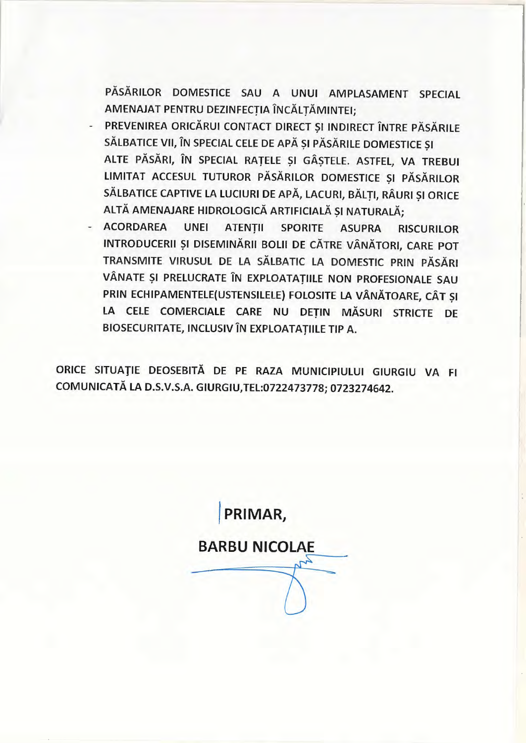PĂSĂRILOR DOMESTICE SAU A UNUI AMPLASAMENT SPECIAL AMENAJAT PENTRU DEZINFECȚIA ÎNCĂLȚĂMINTEI;

- PREVENIREA ORICĂRUI CONTACT DIRECT ȘI INDIRECT ÎNTRE PĂSĂRILE SĂLBATICE VII, ÎN SPECIAL CELE DE APĂ ȘI PĂSĂRILE DOMESTICE ȘI ALTE PĂSĂRI, ÎN SPECIAL RAȚELE ȘI GÂȘTELE. ASTFEL, VA TREBUI LIMITAT ACCESUL TUTUROR PĂSĂRILOR DOMESTICE ȘI PĂSĂRILOR SĂLBATICE CAPTIVE LA LUCIURI DE APĂ, LACURI, BĂLȚI, RÂURI ȘI ORICE ALTĂ AMENAJARE HIDROLOGICĂ ARTIFICIALĂ ȘI NATURALĂ;
- ACORDAREA UNEI ATENȚII SPORITE ASUPRA RISCURILOR INTRODUCERII ȘI DISEMINĂRII BOLII DE CĂTRE VÂNĂTORI, CARE POT TRANSMITE VIRUSUL DE LA SĂLBATIC LA DOMESTIC PRIN PĂSĂRI VÂNATE ȘI PRELUCRATE ÎN EXPLOATAȚIILE NON PROFESIONALE SAU PRIN ECHIPAMENTELE(USTENSILELE) FOLOSITE LA VÂNĂTOARE, CÂT ȘI LA CELE COMERCIALE CARE NU DEȚIN MĂSURI STRICTE DE BIOSECURITATE, INCLUSIV ÎN EXPLOATAȚIILE TIP A.

ORICE SITUAȚIE DEOSEBITĂ DE PE RAZA MUNICIPIULUI GIURGIU VA FI COMUNICATĂ LA D.S.V.S.A. GIURGIU,TEL:0722473778; 0723274642.

**PRIMAR,**

**BARBU NICOLAE**